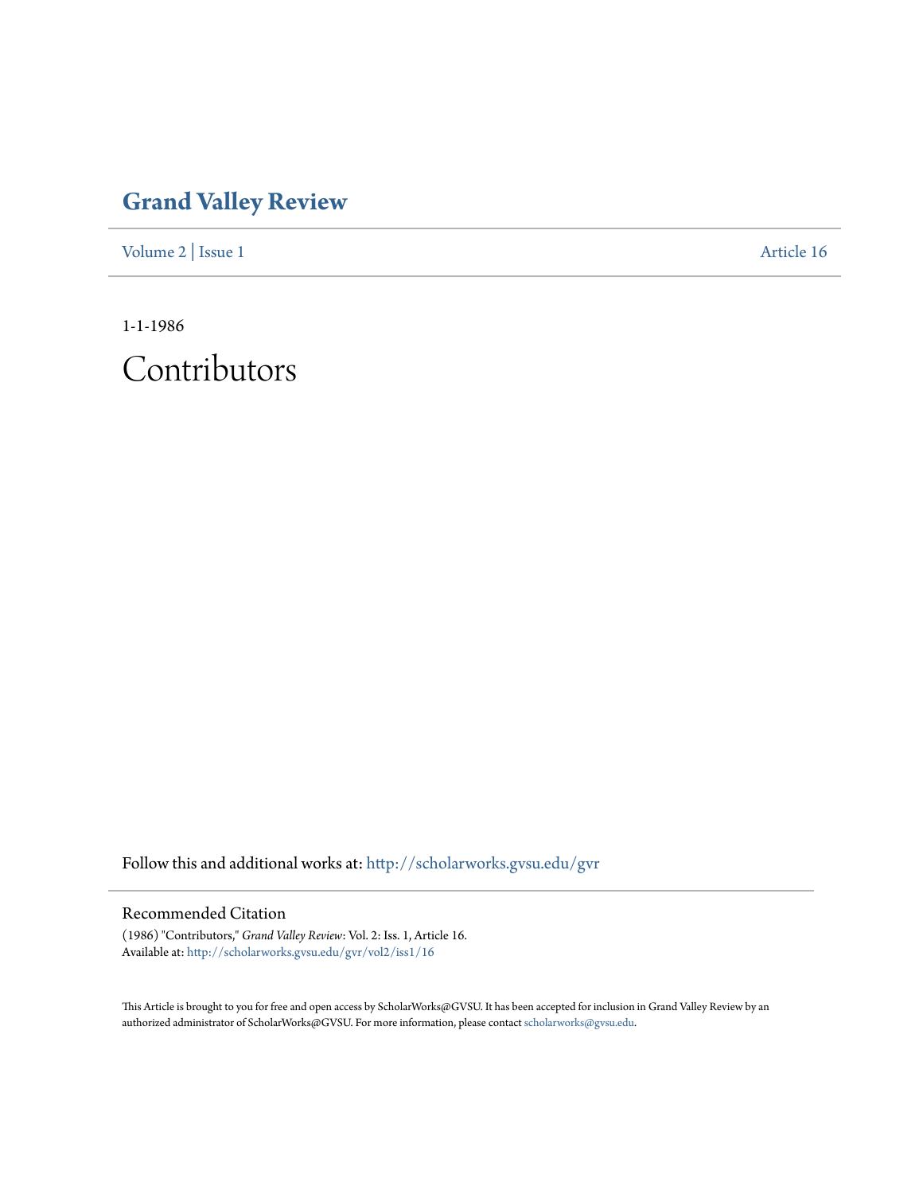# Grand Valley Review

Volume 2 | Issue 1 Article 16

1-1-1986

# Contributors

Follow this and additional works at: http://scholarworks.gvsu.edu/gvr

## Recommended Citation

(1986) "Contributors," *Grand Valley Review*: Vol. 2: Iss. 1, Article 16.
Available at: http://scholarworks.gvsu.edu/gvr/vol2/iss1/16

This Article is brought to you for free and open access by ScholarWorks@GVSU. It has been accepted for inclusion in Grand Valley Review by an authorized administrator of ScholarWorks@GVSU. For more information, please contact scholarworks@gvsu.edu.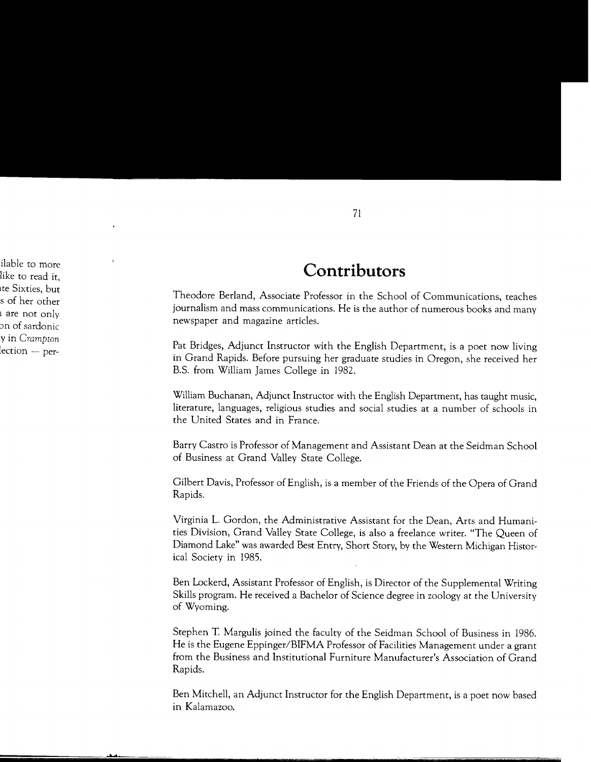# Contributors

Theodore Berland, Associate Professor in the School of Communications, teaches journalism and mass communications. He is the author of numerous books and many newspaper and magazine articles.

Pat Bridges, Adjunct Instructor with the English Department, is a poet now living in Grand Rapids. Before pursuing her graduate studies in Oregon, she received her B.S. from William James College in 1982.

William Buchanan, Adjunct Instructor with the English Department, has taught music, literature, languages, religious studies and social studies at a number of schools in the United States and in France.

Barry Castro is Professor of Management and Assistant Dean at the Seidman School of Business at Grand Valley State College.

Gilbert Davis, Professor of English, is a member of the Friends of the Opera of Grand Rapids.

Virginia L. Gordon, the Administrative Assistant for the Dean, Arts and Humanities Division, Grand Valley State College, is also a freelance writer. "The Queen of Diamond Lake" was awarded Best Entry, Short Story, by the Western Michigan Historical Society in 1985.

Ben Lockerd, Assistant Professor of English, is Director of the Supplemental Writing Skills program. He received a Bachelor of Science degree in zoology at the University of Wyoming.

Stephen T. Margulis joined the faculty of the Seidman School of Business in 1986. He is the Eugene Eppinger/BIFMA Professor of Facilities Management under a grant from the Business and Institutional Furniture Manufacturer's Association of Grand Rapids.

Ben Mitchell, an Adjunct Instructor for the English Department, is a poet now based in Kalamazoo.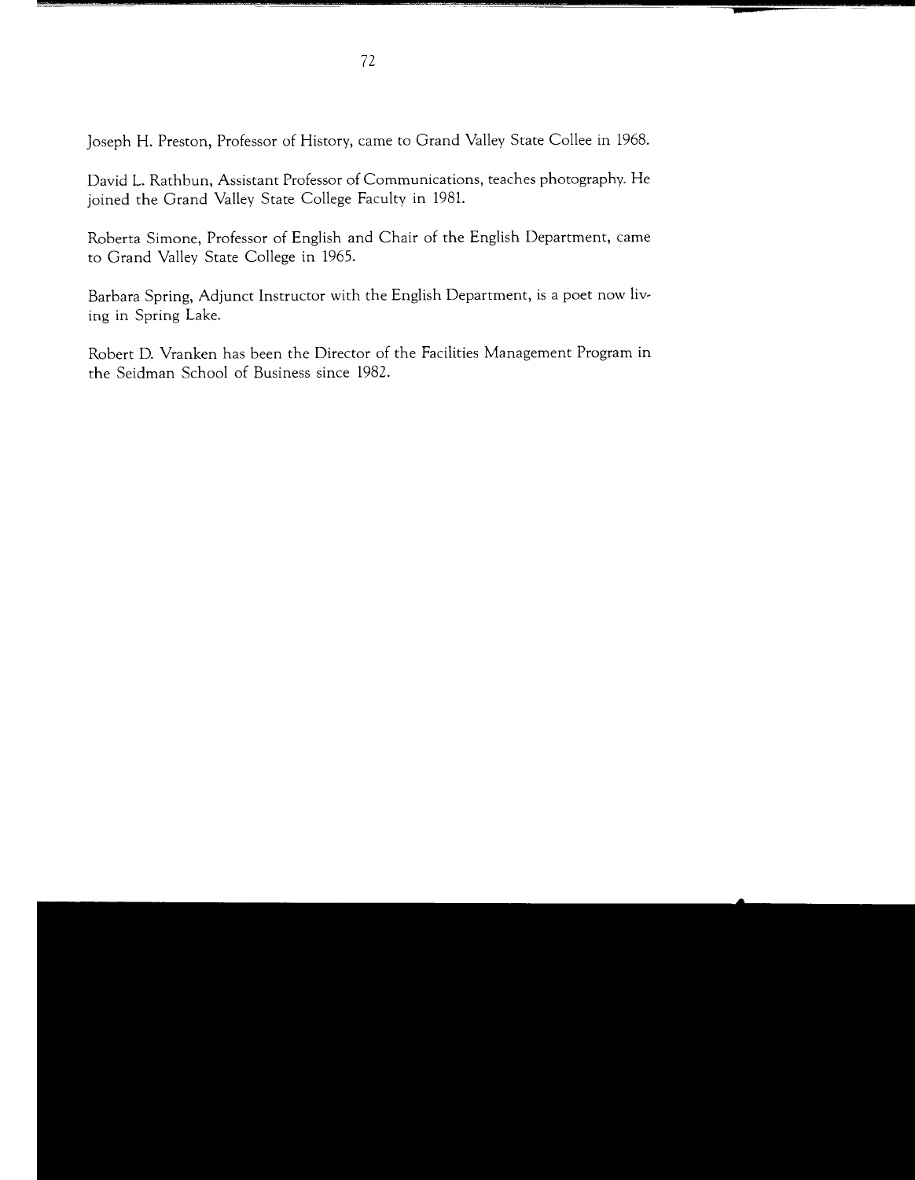Joseph H. Preston, Professor of History, came to Grand Valley State Collee in 1968.

David L. Rathbun, Assistant Professor of Communications, teaches photography. He joined the Grand Valley State College Faculty in 1981.

Roberta Simone, Professor of English and Chair of the English Department, came to Grand Valley State College in 1965.

Barbara Spring, Adjunct Instructor with the English Department, is a poet now living in Spring Lake.

Robert D. Vranken has been the Director of the Facilities Management Program in the Seidman School of Business since 1982.